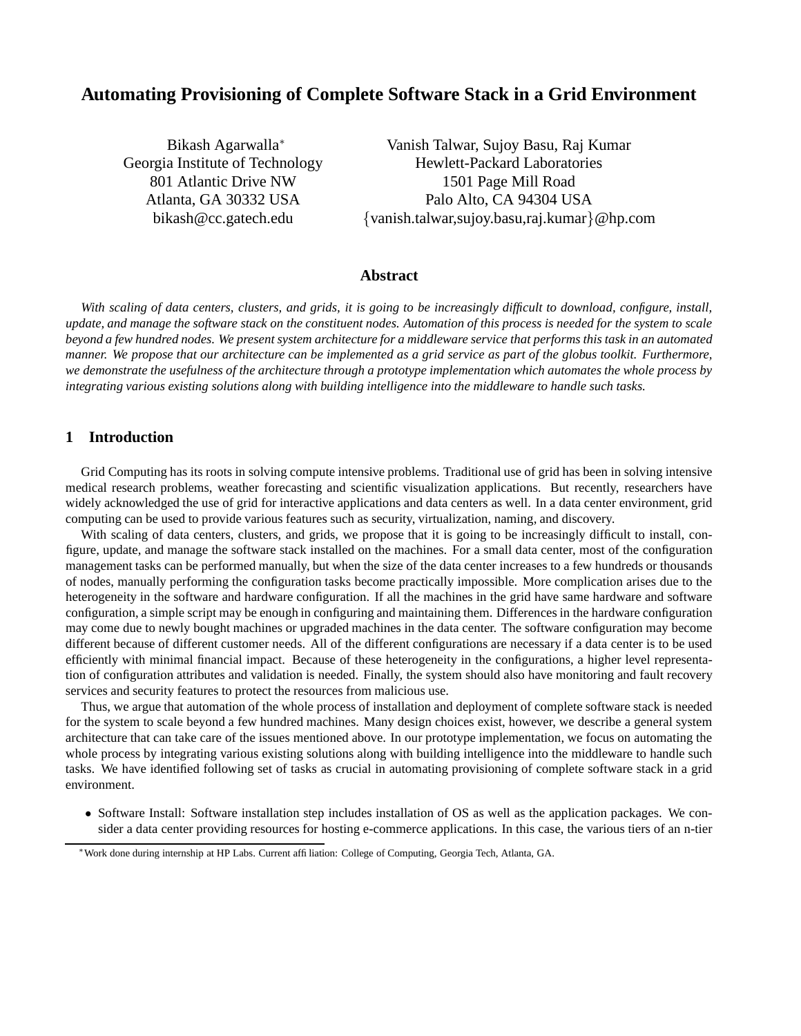# Automating Provisioning of Complete Software Stack in a Grid Environment

Bikash Agarwalla[*]
Georgia Institute of Technology
801 Atlantic Drive NW
Atlanta, GA 30332 USA
bikash@cc.gatech.edu

Vanish Talwar, Sujoy Basu, Raj Kumar
Hewlett-Packard Laboratories
1501 Page Mill Road
Palo Alto, CA 94304 USA
{vanish.talwar,sujoy.basu,raj.kumar}@hp.com

## Abstract

*With scaling of data centers, clusters, and grids, it is going to be increasingly difficult to download, configure, install, update, and manage the software stack on the constituent nodes. Automation of this process is needed for the system to scale beyond a few hundred nodes. We present system architecture for a middleware service that performs this task in an automated manner. We propose that our architecture can be implemented as a grid service as part of the globus toolkit. Furthermore, we demonstrate the usefulness of the architecture through a prototype implementation which automates the whole process by integrating various existing solutions along with building intelligence into the middleware to handle such tasks.*

## 1 Introduction

Grid Computing has its roots in solving compute intensive problems. Traditional use of grid has been in solving intensive medical research problems, weather forecasting and scientific visualization applications. But recently, researchers have widely acknowledged the use of grid for interactive applications and data centers as well. In a data center environment, grid computing can be used to provide various features such as security, virtualization, naming, and discovery.

With scaling of data centers, clusters, and grids, we propose that it is going to be increasingly difficult to install, configure, update, and manage the software stack installed on the machines. For a small data center, most of the configuration management tasks can be performed manually, but when the size of the data center increases to a few hundreds or thousands of nodes, manually performing the configuration tasks become practically impossible. More complication arises due to the heterogeneity in the software and hardware configuration. If all the machines in the grid have same hardware and software configuration, a simple script may be enough in configuring and maintaining them. Differences in the hardware configuration may come due to newly bought machines or upgraded machines in the data center. The software configuration may become different because of different customer needs. All of the different configurations are necessary if a data center is to be used efficiently with minimal financial impact. Because of these heterogeneity in the configurations, a higher level representation of configuration attributes and validation is needed. Finally, the system should also have monitoring and fault recovery services and security features to protect the resources from malicious use.

Thus, we argue that automation of the whole process of installation and deployment of complete software stack is needed for the system to scale beyond a few hundred machines. Many design choices exist, however, we describe a general system architecture that can take care of the issues mentioned above. In our prototype implementation, we focus on automating the whole process by integrating various existing solutions along with building intelligence into the middleware to handle such tasks. We have identified following set of tasks as crucial in automating provisioning of complete software stack in a grid environment.

- Software Install: Software installation step includes installation of OS as well as the application packages. We consider a data center providing resources for hosting e-commerce applications. In this case, the various tiers of an n-tier

[*] Work done during internship at HP Labs. Current affiliation: College of Computing, Georgia Tech, Atlanta, GA.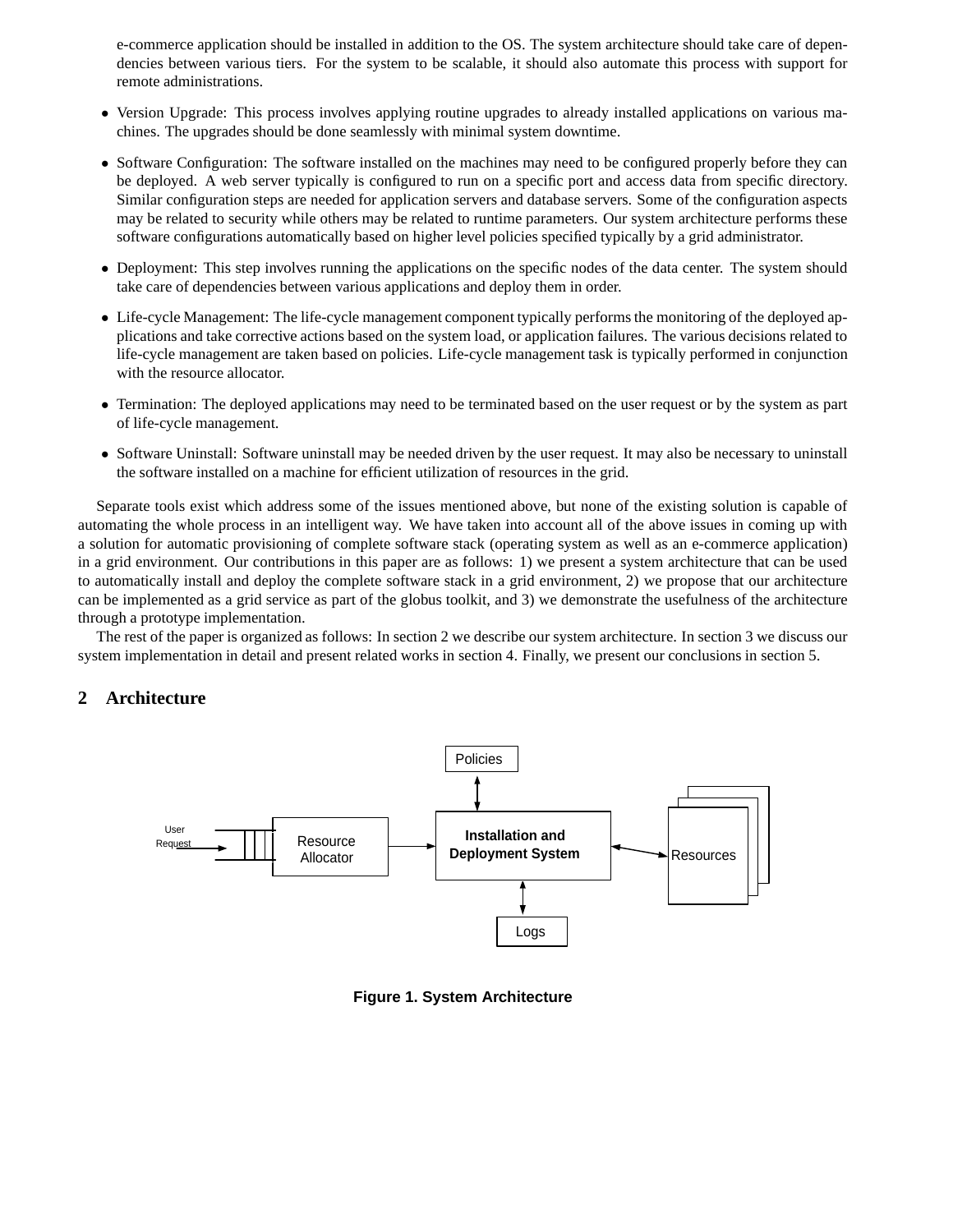e-commerce application should be installed in addition to the OS. The system architecture should take care of dependencies between various tiers. For the system to be scalable, it should also automate this process with support for remote administrations.

- Version Upgrade: This process involves applying routine upgrades to already installed applications on various machines. The upgrades should be done seamlessly with minimal system downtime.
- Software Configuration: The software installed on the machines may need to be configured properly before they can be deployed. A web server typically is configured to run on a specific port and access data from specific directory. Similar configuration steps are needed for application servers and database servers. Some of the configuration aspects may be related to security while others may be related to runtime parameters. Our system architecture performs these software configurations automatically based on higher level policies specified typically by a grid administrator.
- Deployment: This step involves running the applications on the specific nodes of the data center. The system should take care of dependencies between various applications and deploy them in order.
- Life-cycle Management: The life-cycle management component typically performs the monitoring of the deployed applications and take corrective actions based on the system load, or application failures. The various decisions related to life-cycle management are taken based on policies. Life-cycle management task is typically performed in conjunction with the resource allocator.
- Termination: The deployed applications may need to be terminated based on the user request or by the system as part of life-cycle management.
- Software Uninstall: Software uninstall may be needed driven by the user request. It may also be necessary to uninstall the software installed on a machine for efficient utilization of resources in the grid.

Separate tools exist which address some of the issues mentioned above, but none of the existing solution is capable of automating the whole process in an intelligent way. We have taken into account all of the above issues in coming up with a solution for automatic provisioning of complete software stack (operating system as well as an e-commerce application) in a grid environment. Our contributions in this paper are as follows: 1) we present a system architecture that can be used to automatically install and deploy the complete software stack in a grid environment, 2) we propose that our architecture can be implemented as a grid service as part of the globus toolkit, and 3) we demonstrate the usefulness of the architecture through a prototype implementation.

The rest of the paper is organized as follows: In section 2 we describe our system architecture. In section 3 we discuss our system implementation in detail and present related works in section 4. Finally, we present our conclusions in section 5.

## 2 Architecture

**Figure 1. System Architecture**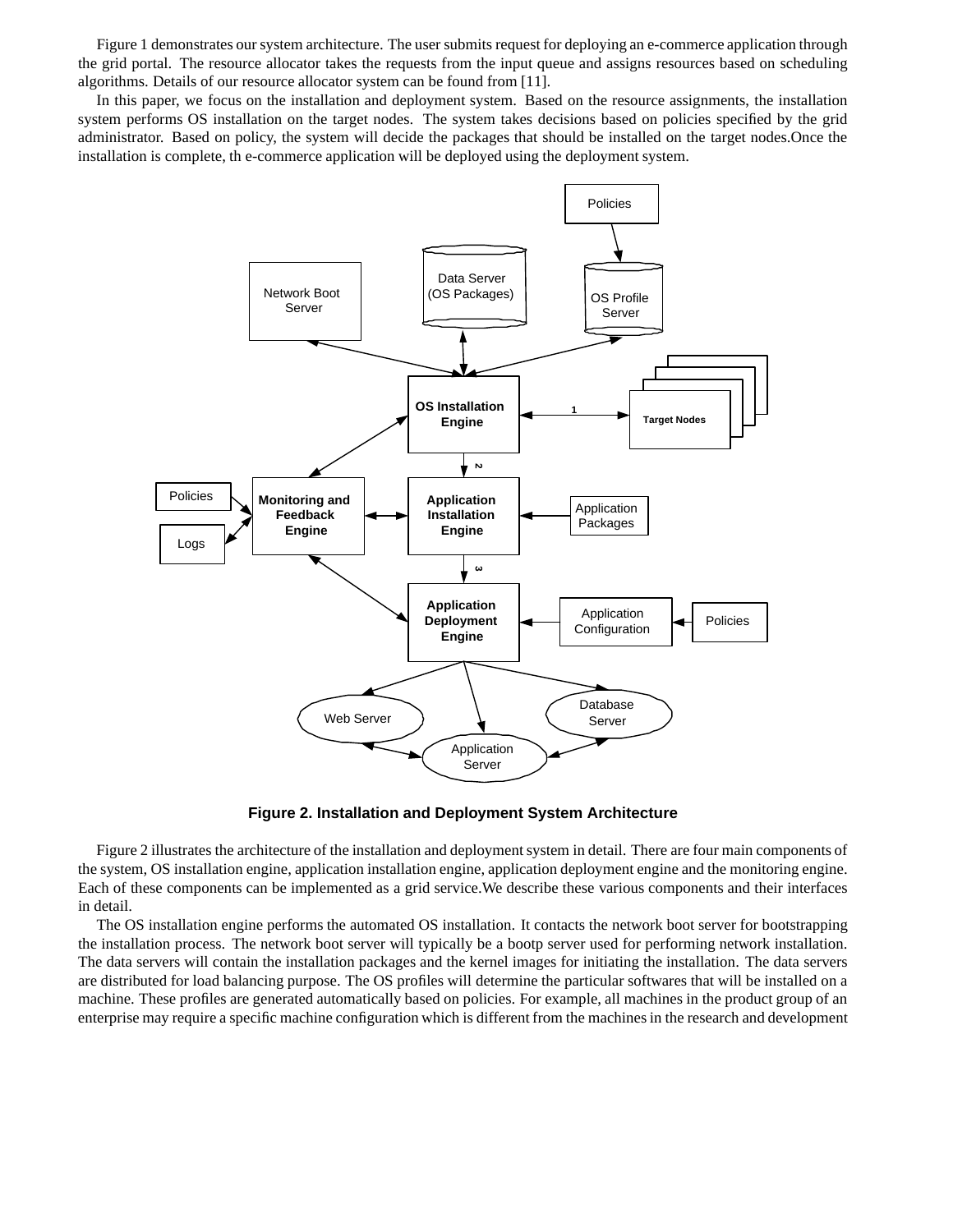Figure 1 demonstrates our system architecture. The user submits request for deploying an e-commerce application through the grid portal. The resource allocator takes the requests from the input queue and assigns resources based on scheduling algorithms. Details of our resource allocator system can be found from [11].

In this paper, we focus on the installation and deployment system. Based on the resource assignments, the installation system performs OS installation on the target nodes. The system takes decisions based on policies specified by the grid administrator. Based on policy, the system will decide the packages that should be installed on the target nodes.Once the installation is complete, th e-commerce application will be deployed using the deployment system.

**Figure 2. Installation and Deployment System Architecture**

Figure 2 illustrates the architecture of the installation and deployment system in detail. There are four main components of the system, OS installation engine, application installation engine, application deployment engine and the monitoring engine. Each of these components can be implemented as a grid service.We describe these various components and their interfaces in detail.

The OS installation engine performs the automated OS installation. It contacts the network boot server for bootstrapping the installation process. The network boot server will typically be a bootp server used for performing network installation. The data servers will contain the installation packages and the kernel images for initiating the installation. The data servers are distributed for load balancing purpose. The OS profiles will determine the particular softwares that will be installed on a machine. These profiles are generated automatically based on policies. For example, all machines in the product group of an enterprise may require a specific machine configuration which is different from the machines in the research and development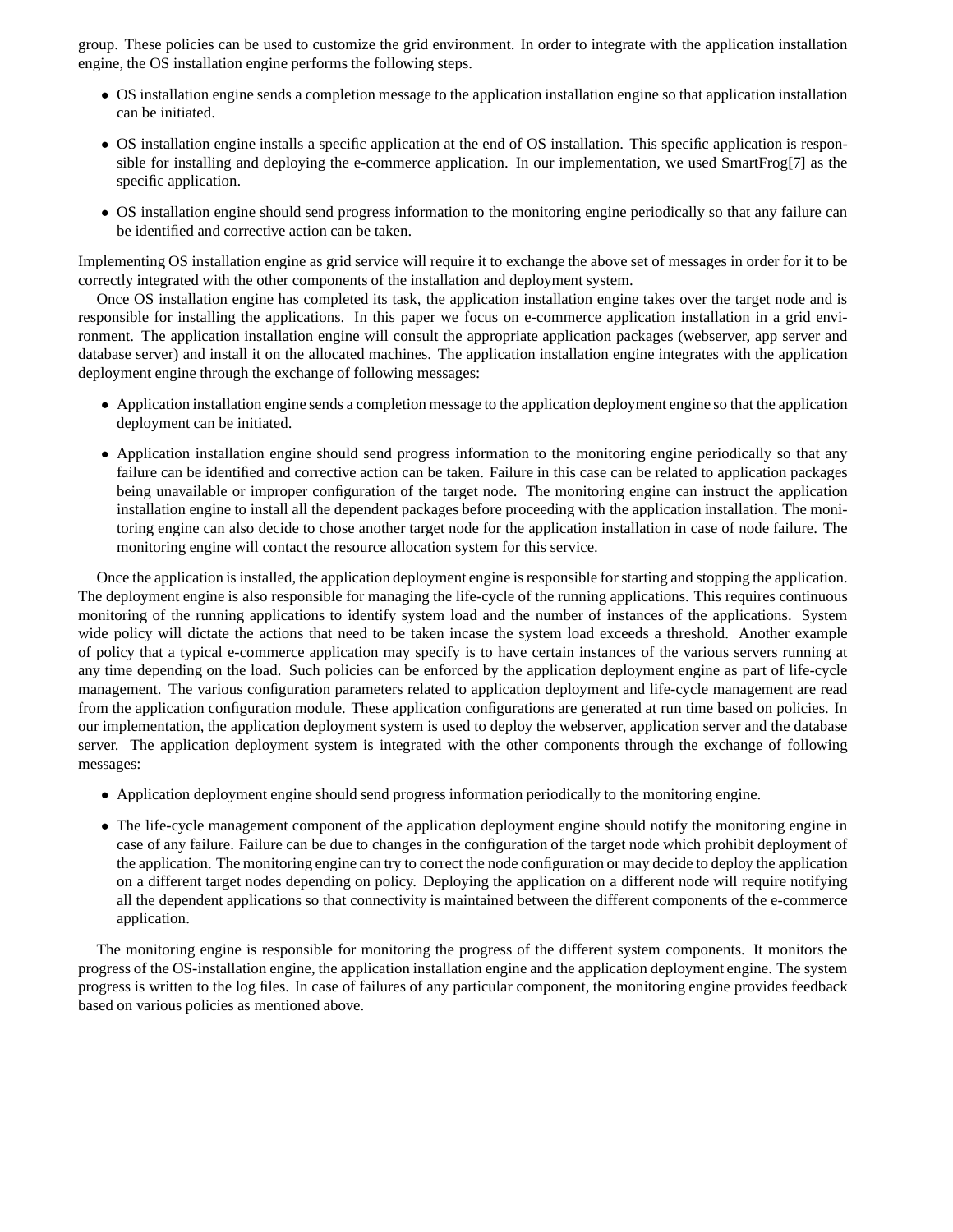group. These policies can be used to customize the grid environment. In order to integrate with the application installation engine, the OS installation engine performs the following steps.

- OS installation engine sends a completion message to the application installation engine so that application installation can be initiated.
- OS installation engine installs a specific application at the end of OS installation. This specific application is responsible for installing and deploying the e-commerce application. In our implementation, we used SmartFrog[7] as the specific application.
- OS installation engine should send progress information to the monitoring engine periodically so that any failure can be identified and corrective action can be taken.

Implementing OS installation engine as grid service will require it to exchange the above set of messages in order for it to be correctly integrated with the other components of the installation and deployment system.

Once OS installation engine has completed its task, the application installation engine takes over the target node and is responsible for installing the applications. In this paper we focus on e-commerce application installation in a grid environment. The application installation engine will consult the appropriate application packages (webserver, app server and database server) and install it on the allocated machines. The application installation engine integrates with the application deployment engine through the exchange of following messages:

- Application installation engine sends a completion message to the application deployment engine so that the application deployment can be initiated.
- Application installation engine should send progress information to the monitoring engine periodically so that any failure can be identified and corrective action can be taken. Failure in this case can be related to application packages being unavailable or improper configuration of the target node. The monitoring engine can instruct the application installation engine to install all the dependent packages before proceeding with the application installation. The monitoring engine can also decide to chose another target node for the application installation in case of node failure. The monitoring engine will contact the resource allocation system for this service.

Once the application is installed, the application deployment engine is responsible for starting and stopping the application. The deployment engine is also responsible for managing the life-cycle of the running applications. This requires continuous monitoring of the running applications to identify system load and the number of instances of the applications. System wide policy will dictate the actions that need to be taken incase the system load exceeds a threshold. Another example of policy that a typical e-commerce application may specify is to have certain instances of the various servers running at any time depending on the load. Such policies can be enforced by the application deployment engine as part of life-cycle management. The various configuration parameters related to application deployment and life-cycle management are read from the application configuration module. These application configurations are generated at run time based on policies. In our implementation, the application deployment system is used to deploy the webserver, application server and the database server. The application deployment system is integrated with the other components through the exchange of following messages:

- Application deployment engine should send progress information periodically to the monitoring engine.
- The life-cycle management component of the application deployment engine should notify the monitoring engine in case of any failure. Failure can be due to changes in the configuration of the target node which prohibit deployment of the application. The monitoring engine can try to correct the node configuration or may decide to deploy the application on a different target nodes depending on policy. Deploying the application on a different node will require notifying all the dependent applications so that connectivity is maintained between the different components of the e-commerce application.

The monitoring engine is responsible for monitoring the progress of the different system components. It monitors the progress of the OS-installation engine, the application installation engine and the application deployment engine. The system progress is written to the log files. In case of failures of any particular component, the monitoring engine provides feedback based on various policies as mentioned above.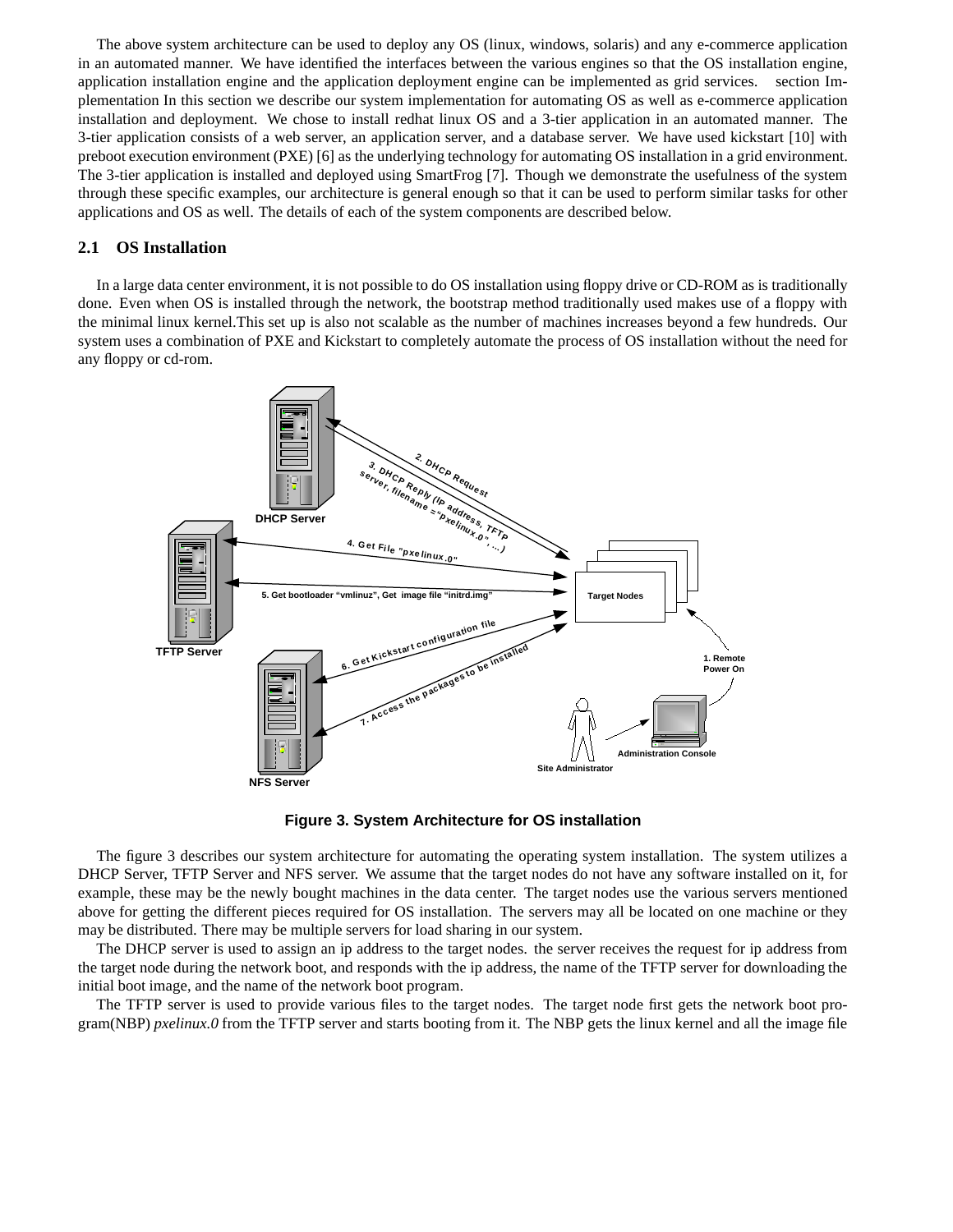The above system architecture can be used to deploy any OS (linux, windows, solaris) and any e-commerce application in an automated manner. We have identified the interfaces between the various engines so that the OS installation engine, application installation engine and the application deployment engine can be implemented as grid services. section Implementation In this section we describe our system implementation for automating OS as well as e-commerce application installation and deployment. We chose to install redhat linux OS and a 3-tier application in an automated manner. The 3-tier application consists of a web server, an application server, and a database server. We have used kickstart [10] with preboot execution environment (PXE) [6] as the underlying technology for automating OS installation in a grid environment. The 3-tier application is installed and deployed using SmartFrog [7]. Though we demonstrate the usefulness of the system through these specific examples, our architecture is general enough so that it can be used to perform similar tasks for other applications and OS as well. The details of each of the system components are described below.

## 2.1 OS Installation

In a large data center environment, it is not possible to do OS installation using floppy drive or CD-ROM as is traditionally done. Even when OS is installed through the network, the bootstrap method traditionally used makes use of a floppy with the minimal linux kernel.This set up is also not scalable as the number of machines increases beyond a few hundreds. Our system uses a combination of PXE and Kickstart to completely automate the process of OS installation without the need for any floppy or cd-rom.

**Figure 3. System Architecture for OS installation**

The figure 3 describes our system architecture for automating the operating system installation. The system utilizes a DHCP Server, TFTP Server and NFS server. We assume that the target nodes do not have any software installed on it, for example, these may be the newly bought machines in the data center. The target nodes use the various servers mentioned above for getting the different pieces required for OS installation. The servers may all be located on one machine or they may be distributed. There may be multiple servers for load sharing in our system.

The DHCP server is used to assign an ip address to the target nodes. the server receives the request for ip address from the target node during the network boot, and responds with the ip address, the name of the TFTP server for downloading the initial boot image, and the name of the network boot program.

The TFTP server is used to provide various files to the target nodes. The target node first gets the network boot program(NBP) *pxelinux.0* from the TFTP server and starts booting from it. The NBP gets the linux kernel and all the image file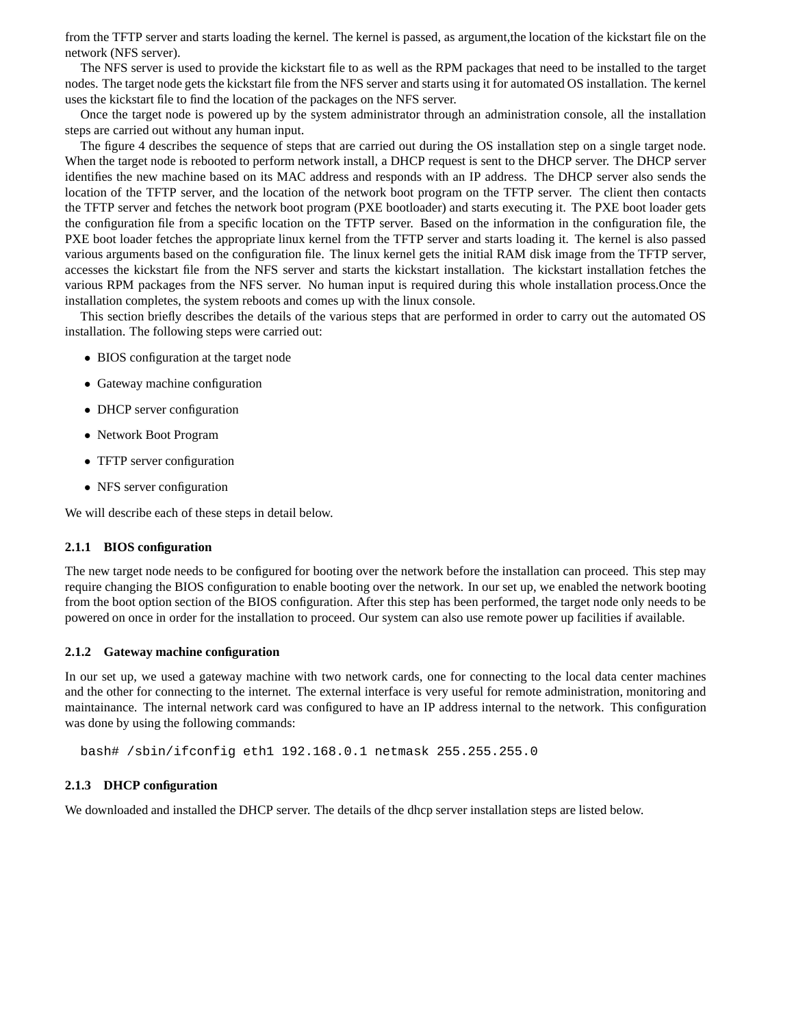from the TFTP server and starts loading the kernel. The kernel is passed, as argument,the location of the kickstart file on the network (NFS server).

The NFS server is used to provide the kickstart file to as well as the RPM packages that need to be installed to the target nodes. The target node gets the kickstart file from the NFS server and starts using it for automated OS installation. The kernel uses the kickstart file to find the location of the packages on the NFS server.

Once the target node is powered up by the system administrator through an administration console, all the installation steps are carried out without any human input.

The figure 4 describes the sequence of steps that are carried out during the OS installation step on a single target node. When the target node is rebooted to perform network install, a DHCP request is sent to the DHCP server. The DHCP server identifies the new machine based on its MAC address and responds with an IP address. The DHCP server also sends the location of the TFTP server, and the location of the network boot program on the TFTP server. The client then contacts the TFTP server and fetches the network boot program (PXE bootloader) and starts executing it. The PXE boot loader gets the configuration file from a specific location on the TFTP server. Based on the information in the configuration file, the PXE boot loader fetches the appropriate linux kernel from the TFTP server and starts loading it. The kernel is also passed various arguments based on the configuration file. The linux kernel gets the initial RAM disk image from the TFTP server, accesses the kickstart file from the NFS server and starts the kickstart installation. The kickstart installation fetches the various RPM packages from the NFS server. No human input is required during this whole installation process.Once the installation completes, the system reboots and comes up with the linux console.

This section briefly describes the details of the various steps that are performed in order to carry out the automated OS installation. The following steps were carried out:

- BIOS configuration at the target node
- Gateway machine configuration
- DHCP server configuration
- Network Boot Program
- TFTP server configuration
- NFS server configuration

We will describe each of these steps in detail below.

### 2.1.1 BIOS configuration

The new target node needs to be configured for booting over the network before the installation can proceed. This step may require changing the BIOS configuration to enable booting over the network. In our set up, we enabled the network booting from the boot option section of the BIOS configuration. After this step has been performed, the target node only needs to be powered on once in order for the installation to proceed. Our system can also use remote power up facilities if available.

### 2.1.2 Gateway machine configuration

In our set up, we used a gateway machine with two network cards, one for connecting to the local data center machines and the other for connecting to the internet. The external interface is very useful for remote administration, monitoring and maintainance. The internal network card was configured to have an IP address internal to the network. This configuration was done by using the following commands:

```
bash# /sbin/ifconfig eth1 192.168.0.1 netmask 255.255.255.0
```

### 2.1.3 DHCP configuration

We downloaded and installed the DHCP server. The details of the dhcp server installation steps are listed below.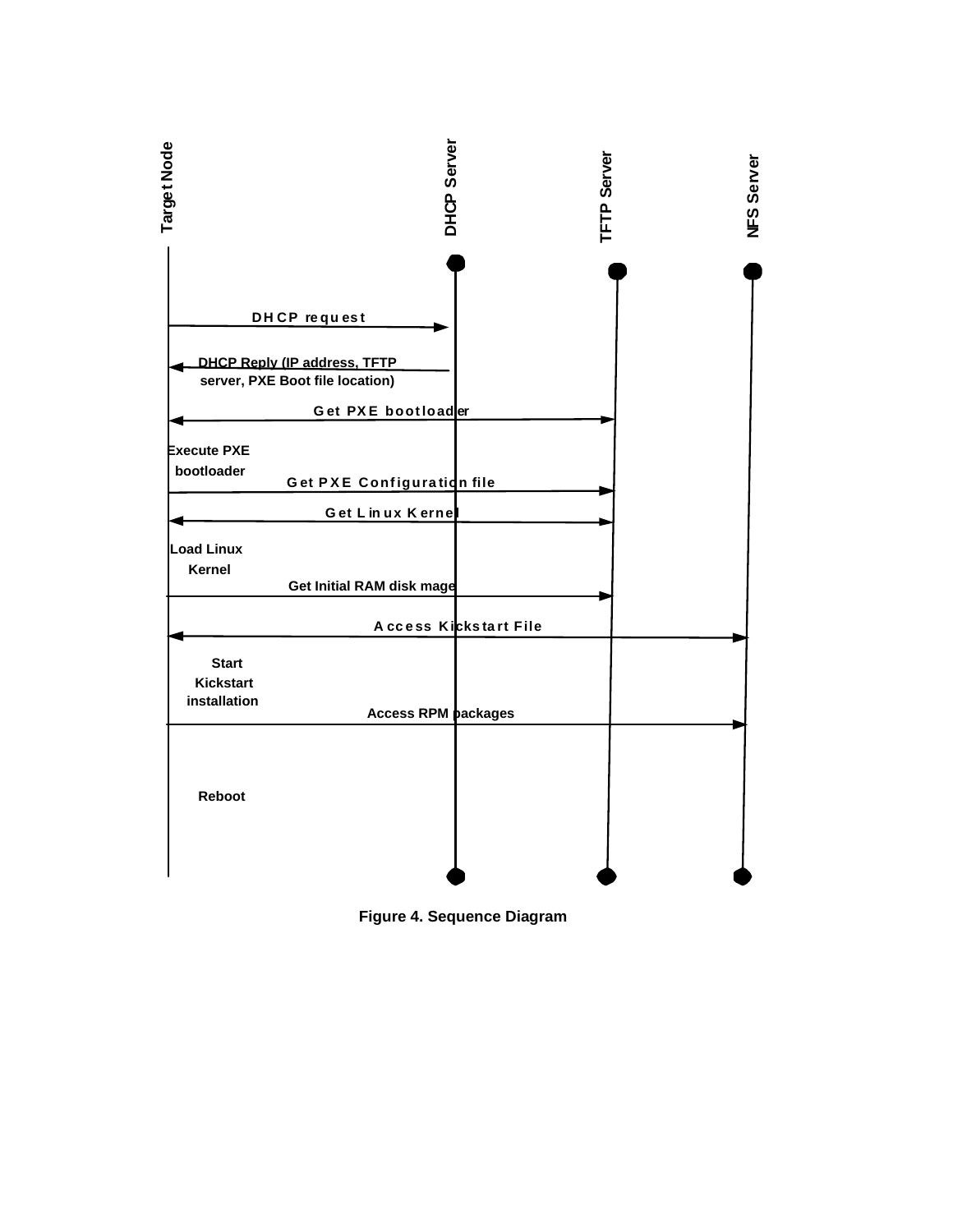Target Node

DHCP Server

TFTP Server

NFS Server

DHCP request

DHCP Reply (IP address, TFTP server, PXE Boot file location)

Get PXE bootloader

Execute PXE bootloader

Get PXE Configuration file

Get Linux Kernel

Load Linux Kernel

Get Initial RAM disk mage

Access Kickstart File

Start Kickstart installation

Access RPM packages

Reboot

**Figure 4. Sequence Diagram**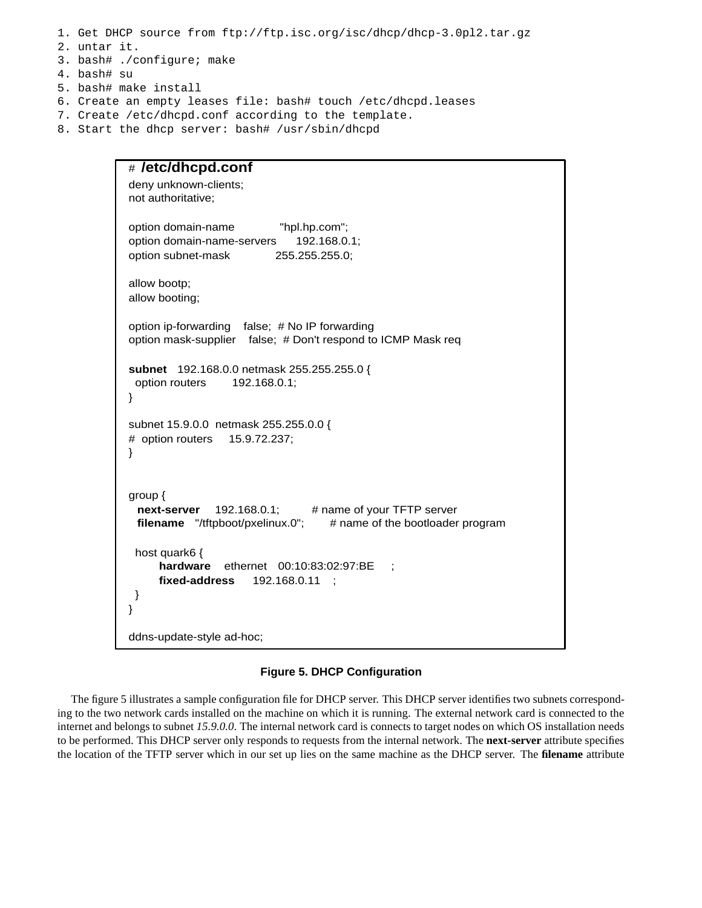1. Get DHCP source from ftp://ftp.isc.org/isc/dhcp/dhcp-3.0pl2.tar.gz
2. untar it.
3. bash# ./configure; make
4. bash# su
5. bash# make install
6. Create an empty leases file: bash# touch /etc/dhcpd.leases
7. Create /etc/dhcpd.conf according to the template.
8. Start the dhcp server: bash# /usr/sbin/dhcpd

```
# /etc/dhcpd.conf
deny unknown-clients;
not authoritative;

option domain-name            "hpl.hp.com";
option domain-name-servers      192.168.0.1;
option subnet-mask             255.255.255.0;

allow bootp;
allow booting;

option ip-forwarding    false;  # No IP forwarding
option mask-supplier    false;  # Don't respond to ICMP Mask req

subnet   192.168.0.0 netmask 255.255.255.0 {
  option routers        192.168.0.1;
}

subnet 15.9.0.0  netmask 255.255.0.0 {
#  option routers     15.9.72.237;
}


group {
   next-server     192.168.0.1;          # name of your TFTP server
   filename    "/tftpboot/pxelinux.0";        # name of the bootloader program

  host quark6 {
        hardware    ethernet    00:10:83:02:97:BE     ;
        fixed-address      192.168.0.11    ;
  }
}

ddns-update-style ad-hoc;
```

**Figure 5. DHCP Configuration**

The figure 5 illustrates a sample configuration file for DHCP server. This DHCP server identifies two subnets corresponding to the two network cards installed on the machine on which it is running. The external network card is connected to the internet and belongs to subnet *15.9.0.0*. The internal network card is connects to target nodes on which OS installation needs to be performed. This DHCP server only responds to requests from the internal network. The **next-server** attribute specifies the location of the TFTP server which in our set up lies on the same machine as the DHCP server. The **filename** attribute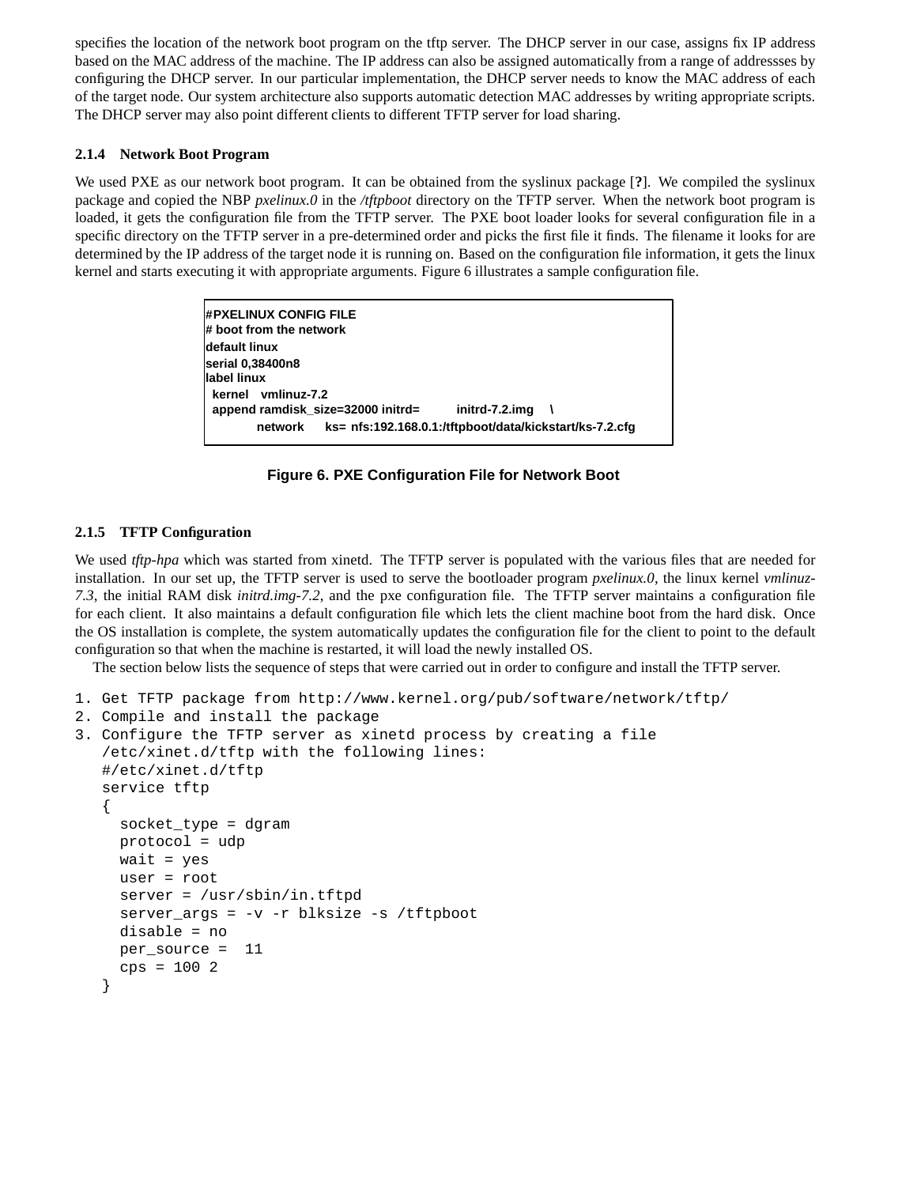specifies the location of the network boot program on the tftp server. The DHCP server in our case, assigns fix IP address based on the MAC address of the machine. The IP address can also be assigned automatically from a range of addressses by configuring the DHCP server. In our particular implementation, the DHCP server needs to know the MAC address of each of the target node. Our system architecture also supports automatic detection MAC addresses by writing appropriate scripts. The DHCP server may also point different clients to different TFTP server for load sharing.

### 2.1.4 Network Boot Program

We used PXE as our network boot program. It can be obtained from the syslinux package [**?**]. We compiled the syslinux package and copied the NBP *pxelinux.0* in the */tftpboot* directory on the TFTP server. When the network boot program is loaded, it gets the configuration file from the TFTP server. The PXE boot loader looks for several configuration file in a specific directory on the TFTP server in a pre-determined order and picks the first file it finds. The filename it looks for are determined by the IP address of the target node it is running on. Based on the configuration file information, it gets the linux kernel and starts executing it with appropriate arguments. Figure 6 illustrates a sample configuration file.

```
#PXELINUX CONFIG FILE
# boot from the network
default linux
serial 0,38400n8
label linux
 kernel   vmlinuz-7.2
 append ramdisk_size=32000 initrd=        initrd-7.2.img    \
        network     ks= nfs:192.168.0.1:/tftpboot/data/kickstart/ks-7.2.cfg
```

**Figure 6. PXE Configuration File for Network Boot**

### 2.1.5 TFTP Configuration

We used *tftp-hpa* which was started from xinetd. The TFTP server is populated with the various files that are needed for installation. In our set up, the TFTP server is used to serve the bootloader program *pxelinux.0*, the linux kernel *vmlinuz-7.3*, the initial RAM disk *initrd.img-7.2*, and the pxe configuration file. The TFTP server maintains a configuration file for each client. It also maintains a default configuration file which lets the client machine boot from the hard disk. Once the OS installation is complete, the system automatically updates the configuration file for the client to point to the default configuration so that when the machine is restarted, it will load the newly installed OS.

The section below lists the sequence of steps that were carried out in order to configure and install the TFTP server.

```
1. Get TFTP package from http://www.kernel.org/pub/software/network/tftp/
2. Compile and install the package
3. Configure the TFTP server as xinetd process by creating a file
   /etc/xinet.d/tftp with the following lines:
   #/etc/xinet.d/tftp
   service tftp
   {
     socket_type = dgram
     protocol = udp
     wait = yes
     user = root
     server = /usr/sbin/in.tftpd
     server_args = -v -r blksize -s /tftpboot
     disable = no
     per_source =  11
     cps = 100 2
   }
```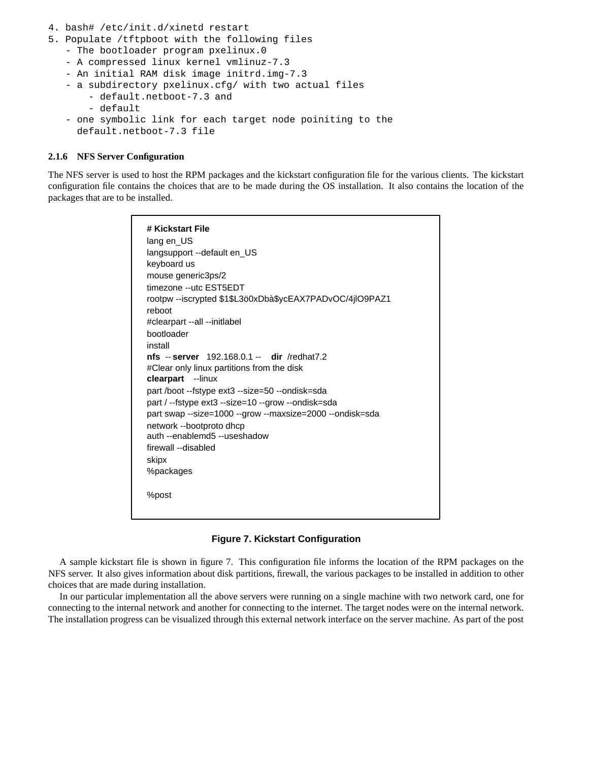```
4. bash# /etc/init.d/xinetd restart
5. Populate /tftpboot with the following files
   - The bootloader program pxelinux.0
   - A compressed linux kernel vmlinuz-7.3
   - An initial RAM disk image initrd.img-7.3
   - a subdirectory pxelinux.cfg/ with two actual files
       - default.netboot-7.3 and
       - default
   - one symbolic link for each target node poiniting to the
     default.netboot-7.3 file
```

#### 2.1.6 NFS Server Configuration

The NFS server is used to host the RPM packages and the kickstart configuration file for the various clients. The kickstart configuration file contains the choices that are to be made during the OS installation. It also contains the location of the packages that are to be installed.

```
# Kickstart File
lang en_US
langsupport --default en_US
keyboard us
mouse generic3ps/2
timezone --utc EST5EDT
rootpw --iscrypted $1$L3ö0xDbà$ycEAX7PADvOC/4jlO9PAZ1
reboot
#clearpart --all --initlabel
bootloader
install
nfs --server 192.168.0.1 -- dir /redhat7.2
#Clear only linux partitions from the disk
clearpart --linux
part /boot --fstype ext3 --size=50 --ondisk=sda
part / --fstype ext3 --size=10 --grow --ondisk=sda
part swap --size=1000 --grow --maxsize=2000 --ondisk=sda
network --bootproto dhcp
auth --enablemd5 --useshadow
firewall --disabled
skipx
%packages

%post
```

**Figure 7. Kickstart Configuration**

A sample kickstart file is shown in figure 7. This configuration file informs the location of the RPM packages on the NFS server. It also gives information about disk partitions, firewall, the various packages to be installed in addition to other choices that are made during installation.

In our particular implementation all the above servers were running on a single machine with two network card, one for connecting to the internal network and another for connecting to the internet. The target nodes were on the internal network. The installation progress can be visualized through this external network interface on the server machine. As part of the post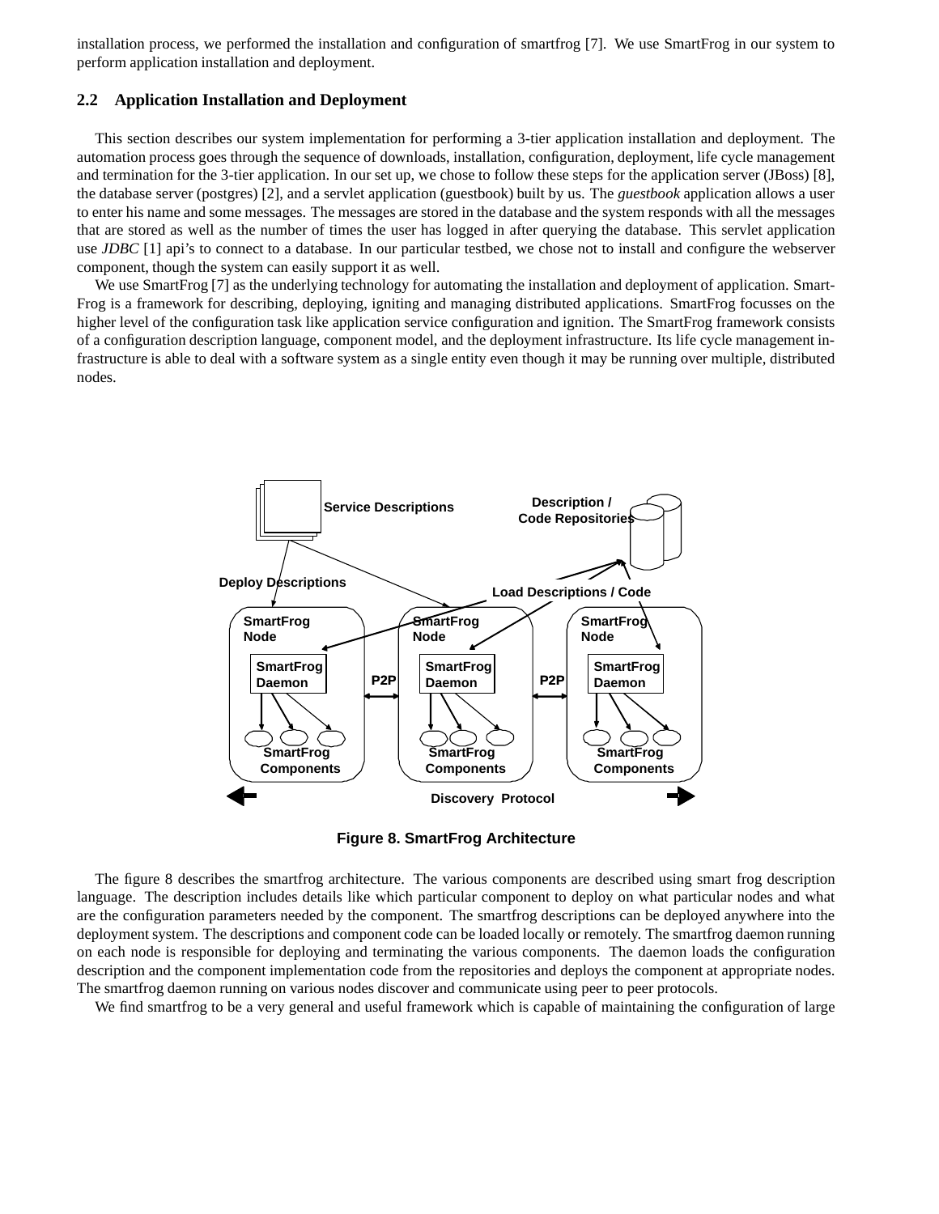installation process, we performed the installation and configuration of smartfrog [7]. We use SmartFrog in our system to perform application installation and deployment.

### 2.2 Application Installation and Deployment

This section describes our system implementation for performing a 3-tier application installation and deployment. The automation process goes through the sequence of downloads, installation, configuration, deployment, life cycle management and termination for the 3-tier application. In our set up, we chose to follow these steps for the application server (JBoss) [8], the database server (postgres) [2], and a servlet application (guestbook) built by us. The *guestbook* application allows a user to enter his name and some messages. The messages are stored in the database and the system responds with all the messages that are stored as well as the number of times the user has logged in after querying the database. This servlet application use *JDBC* [1] api's to connect to a database. In our particular testbed, we chose not to install and configure the webserver component, though the system can easily support it as well.

We use SmartFrog [7] as the underlying technology for automating the installation and deployment of application. SmartFrog is a framework for describing, deploying, igniting and managing distributed applications. SmartFrog focusses on the higher level of the configuration task like application service configuration and ignition. The SmartFrog framework consists of a configuration description language, component model, and the deployment infrastructure. Its life cycle management infrastructure is able to deal with a software system as a single entity even though it may be running over multiple, distributed nodes.

**Figure 8. SmartFrog Architecture**

The figure 8 describes the smartfrog architecture. The various components are described using smart frog description language. The description includes details like which particular component to deploy on what particular nodes and what are the configuration parameters needed by the component. The smartfrog descriptions can be deployed anywhere into the deployment system. The descriptions and component code can be loaded locally or remotely. The smartfrog daemon running on each node is responsible for deploying and terminating the various components. The daemon loads the configuration description and the component implementation code from the repositories and deploys the component at appropriate nodes. The smartfrog daemon running on various nodes discover and communicate using peer to peer protocols.

We find smartfrog to be a very general and useful framework which is capable of maintaining the configuration of large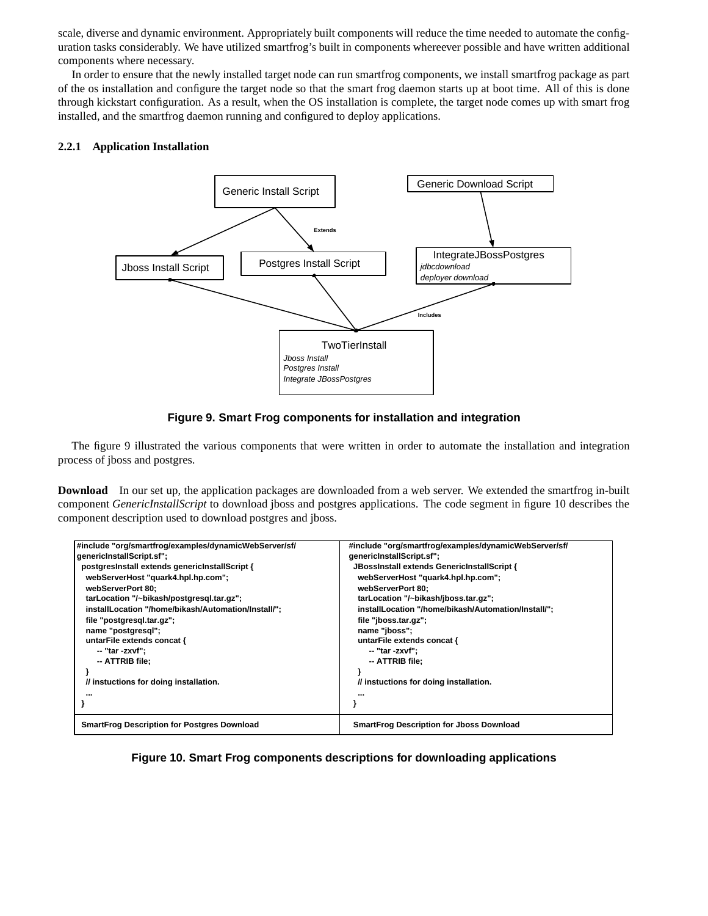scale, diverse and dynamic environment. Appropriately built components will reduce the time needed to automate the configuration tasks considerably. We have utilized smartfrog's built in components whereever possible and have written additional components where necessary.

In order to ensure that the newly installed target node can run smartfrog components, we install smartfrog package as part of the os installation and configure the target node so that the smart frog daemon starts up at boot time. All of this is done through kickstart configuration. As a result, when the OS installation is complete, the target node comes up with smart frog installed, and the smartfrog daemon running and configured to deploy applications.

#### 2.2.1 Application Installation

**Figure 9. Smart Frog components for installation and integration**

The figure 9 illustrated the various components that were written in order to automate the installation and integration process of jboss and postgres.

**Download** In our set up, the application packages are downloaded from a web server. We extended the smartfrog in-built component *GenericInstallScript* to download jboss and postgres applications. The code segment in figure 10 describes the component description used to download postgres and jboss.

```
#include "org/smartfrog/examples/dynamicWebServer/sf/
genericInstallScript.sf";
 postgresInstall extends genericInstallScript {
   webServerHost "quark4.hpl.hp.com";
   webServerPort 80;
   tarLocation "/~bikash/postgresql.tar.gz";
   installLocation "/home/bikash/Automation/Install/";
   file "postgresql.tar.gz";
   name "postgresql";
   untarFile extends concat {
       -- "tar -zxvf";
       -- ATTRIB file;
   }
   // instuctions for doing installation.
   ...
 }
```

SmartFrog Description for Postgres Download

```
#include "org/smartfrog/examples/dynamicWebServer/sf/
genericInstallScript.sf";
 JBossInstall extends GenericInstallScript {
   webServerHost "quark4.hpl.hp.com";
   webServerPort 80;
   tarLocation "/~bikash/jboss.tar.gz";
   installLocation "/home/bikash/Automation/Install/";
   file "jboss.tar.gz";
   name "jboss";
   untarFile extends concat {
       -- "tar -zxvf";
       -- ATTRIB file;
   }
   // instuctions for doing installation.
   ...
 }
```

SmartFrog Description for Jboss Download

**Figure 10. Smart Frog components descriptions for downloading applications**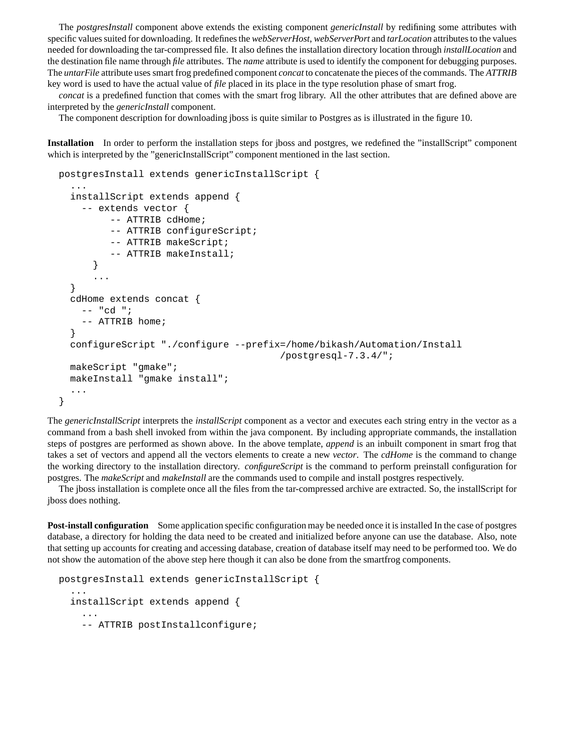The *postgresInstall* component above extends the existing component *genericInstall* by redifining some attributes with specific values suited for downloading. It redefines the *webServerHost*, *webServerPort* and *tarLocation* attributes to the values needed for downloading the tar-compressed file. It also defines the installation directory location through *installLocation* and the destination file name through *file* attributes. The *name* attribute is used to identify the component for debugging purposes. The *untarFile* attribute uses smart frog predefined component *concat* to concatenate the pieces of the commands. The *ATTRIB* key word is used to have the actual value of *file* placed in its place in the type resolution phase of smart frog.

*concat* is a predefined function that comes with the smart frog library. All the other attributes that are defined above are interpreted by the *genericInstall* component.

The component description for downloading jboss is quite similar to Postgres as is illustrated in the figure 10.

**Installation** In order to perform the installation steps for jboss and postgres, we redefined the "installScript" component which is interpreted by the "genericInstallScript" component mentioned in the last section.

```
postgresInstall extends genericInstallScript {
  ...
  installScript extends append {
    -- extends vector {
         -- ATTRIB cdHome;
         -- ATTRIB configureScript;
         -- ATTRIB makeScript;
         -- ATTRIB makeInstall;
      }
      ...
  }
  cdHome extends concat {
    -- "cd ";
    -- ATTRIB home;
  }
  configureScript "./configure --prefix=/home/bikash/Automation/Install
                                        /postgresql-7.3.4/";
  makeScript "gmake";
  makeInstall "gmake install";
  ...
}
```

The *genericInstallScript* interprets the *installScript* component as a vector and executes each string entry in the vector as a command from a bash shell invoked from within the java component. By including appropriate commands, the installation steps of postgres are performed as shown above. In the above template, *append* is an inbuilt component in smart frog that takes a set of vectors and append all the vectors elements to create a new *vector*. The *cdHome* is the command to change the working directory to the installation directory. *configureScript* is the command to perform preinstall configuration for postgres. The *makeScript* and *makeInstall* are the commands used to compile and install postgres respectively.

The jboss installation is complete once all the files from the tar-compressed archive are extracted. So, the installScript for jboss does nothing.

**Post-install configuration** Some application specific configuration may be needed once it is installed In the case of postgres database, a directory for holding the data need to be created and initialized before anyone can use the database. Also, note that setting up accounts for creating and accessing database, creation of database itself may need to be performed too. We do not show the automation of the above step here though it can also be done from the smartfrog components.

```
postgresInstall extends genericInstallScript {
  ...
  installScript extends append {
    ...
    -- ATTRIB postInstallconfigure;
```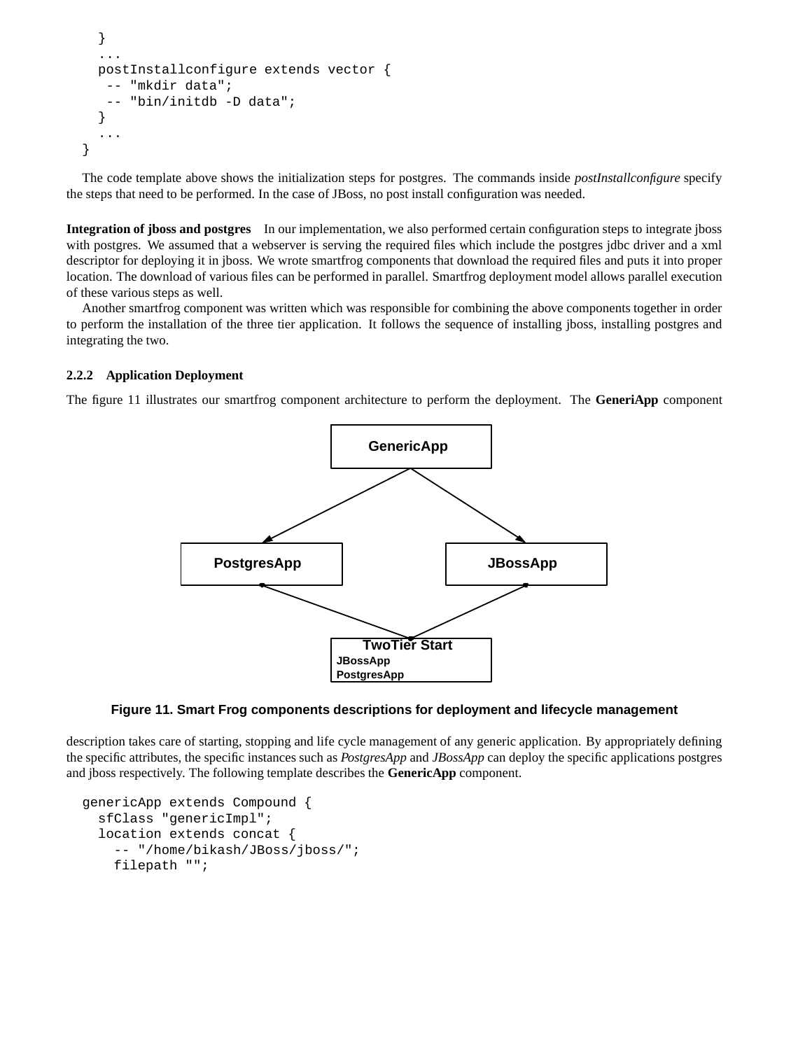```
  }
  ...
  postInstallconfigure extends vector {
   -- "mkdir data";
   -- "bin/initdb -D data";
  }
  ...
}
```

The code template above shows the initialization steps for postgres. The commands inside *postInstallconfigure* specify the steps that need to be performed. In the case of JBoss, no post install configuration was needed.

**Integration of jboss and postgres** In our implementation, we also performed certain configuration steps to integrate jboss with postgres. We assumed that a webserver is serving the required files which include the postgres jdbc driver and a xml descriptor for deploying it in jboss. We wrote smartfrog components that download the required files and puts it into proper location. The download of various files can be performed in parallel. Smartfrog deployment model allows parallel execution of these various steps as well.

Another smartfrog component was written which was responsible for combining the above components together in order to perform the installation of the three tier application. It follows the sequence of installing jboss, installing postgres and integrating the two.

#### 2.2.2 Application Deployment

The figure 11 illustrates our smartfrog component architecture to perform the deployment. The **GeneriApp** component

**Figure 11. Smart Frog components descriptions for deployment and lifecycle management**

description takes care of starting, stopping and life cycle management of any generic application. By appropriately defining the specific attributes, the specific instances such as *PostgresApp* and *JBossApp* can deploy the specific applications postgres and jboss respectively. The following template describes the **GenericApp** component.

```
genericApp extends Compound {
  sfClass "genericImpl";
  location extends concat {
    -- "/home/bikash/JBoss/jboss/";
    filepath "";
```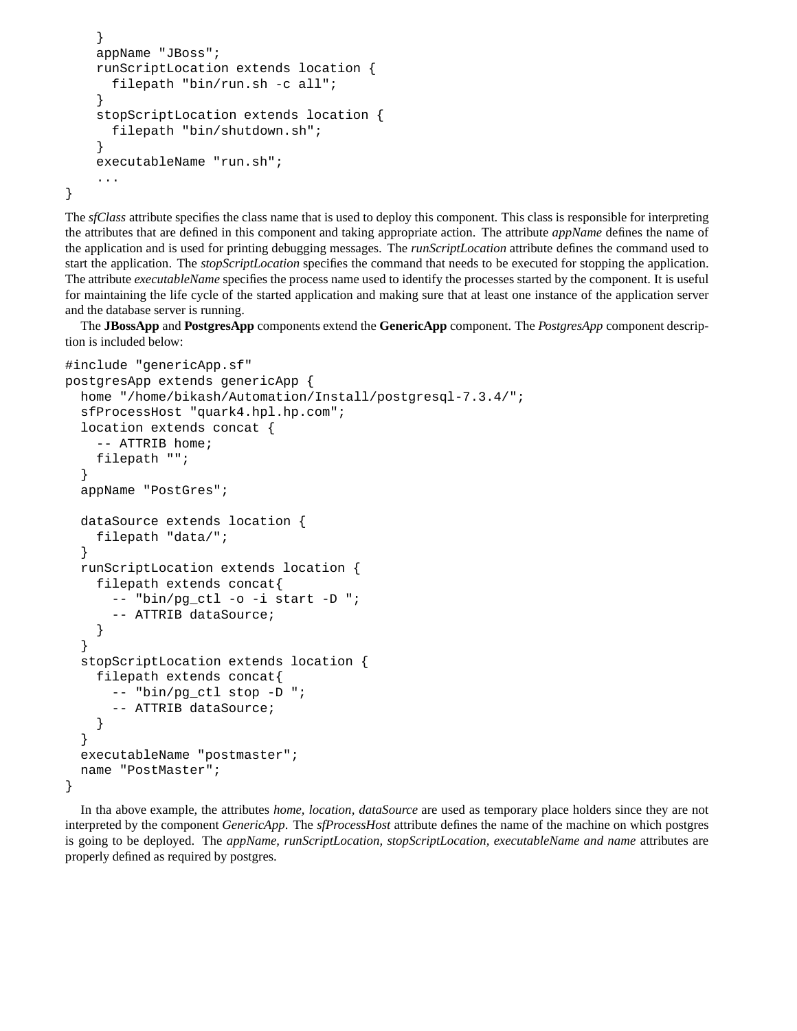```
    }
    appName "JBoss";
    runScriptLocation extends location {
      filepath "bin/run.sh -c all";
    }
    stopScriptLocation extends location {
      filepath "bin/shutdown.sh";
    }
    executableName "run.sh";
    ...
}
```

The *sfClass* attribute specifies the class name that is used to deploy this component. This class is responsible for interpreting the attributes that are defined in this component and taking appropriate action. The attribute *appName* defines the name of the application and is used for printing debugging messages. The *runScriptLocation* attribute defines the command used to start the application. The *stopScriptLocation* specifies the command that needs to be executed for stopping the application. The attribute *executableName* specifies the process name used to identify the processes started by the component. It is useful for maintaining the life cycle of the started application and making sure that at least one instance of the application server and the database server is running.

The **JBossApp** and **PostgresApp** components extend the **GenericApp** component. The *PostgresApp* component description is included below:

```
#include "genericApp.sf"
postgresApp extends genericApp {
  home "/home/bikash/Automation/Install/postgresql-7.3.4/";
  sfProcessHost "quark4.hpl.hp.com";
  location extends concat {
    -- ATTRIB home;
    filepath "";
  }
  appName "PostGres";

  dataSource extends location {
    filepath "data/";
  }
  runScriptLocation extends location {
    filepath extends concat{
      -- "bin/pg_ctl -o -i start -D ";
      -- ATTRIB dataSource;
    }
  }
  stopScriptLocation extends location {
    filepath extends concat{
      -- "bin/pg_ctl stop -D ";
      -- ATTRIB dataSource;
    }
  }
  executableName "postmaster";
  name "PostMaster";
}
```

In tha above example, the attributes *home, location, dataSource* are used as temporary place holders since they are not interpreted by the component *GenericApp*. The *sfProcessHost* attribute defines the name of the machine on which postgres is going to be deployed. The *appName, runScriptLocation, stopScriptLocation, executableName and name* attributes are properly defined as required by postgres.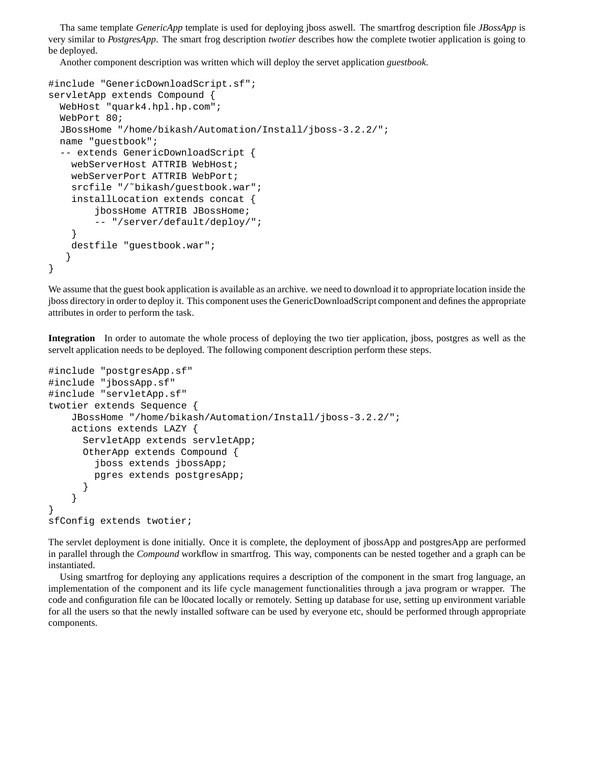Tha same template *GenericApp* template is used for deploying jboss aswell. The smartfrog description file *JBossApp* is very similar to *PostgresApp*. The smart frog description *twotier* describes how the complete twotier application is going to be deployed.

Another component description was written which will deploy the servet application *guestbook*.

```
#include "GenericDownloadScript.sf";
servletApp extends Compound {
  WebHost "quark4.hpl.hp.com";
  WebPort 80;
  JBossHome "/home/bikash/Automation/Install/jboss-3.2.2/";
  name "guestbook";
  -- extends GenericDownloadScript {
    webServerHost ATTRIB WebHost;
    webServerPort ATTRIB WebPort;
    srcfile "/~bikash/guestbook.war";
    installLocation extends concat {
        jbossHome ATTRIB JBossHome;
        -- "/server/default/deploy/";
    }
    destfile "guestbook.war";
   }
}
```

We assume that the guest book application is available as an archive. we need to download it to appropriate location inside the jboss directory in order to deploy it. This component uses the GenericDownloadScript component and defines the appropriate attributes in order to perform the task.

**Integration** In order to automate the whole process of deploying the two tier application, jboss, postgres as well as the servelt application needs to be deployed. The following component description perform these steps.

```
#include "postgresApp.sf"
#include "jbossApp.sf"
#include "servletApp.sf"
twotier extends Sequence {
    JBossHome "/home/bikash/Automation/Install/jboss-3.2.2/";
    actions extends LAZY {
      ServletApp extends servletApp;
      OtherApp extends Compound {
        jboss extends jbossApp;
        pgres extends postgresApp;
      }
    }
}
sfConfig extends twotier;
```

The servlet deployment is done initially. Once it is complete, the deployment of jbossApp and postgresApp are performed in parallel through the *Compound* workflow in smartfrog. This way, components can be nested together and a graph can be instantiated.

Using smartfrog for deploying any applications requires a description of the component in the smart frog language, an implementation of the component and its life cycle management functionalities through a java program or wrapper. The code and configuration file can be l0ocated locally or remotely. Setting up database for use, setting up environment variable for all the users so that the newly installed software can be used by everyone etc, should be performed through appropriate components.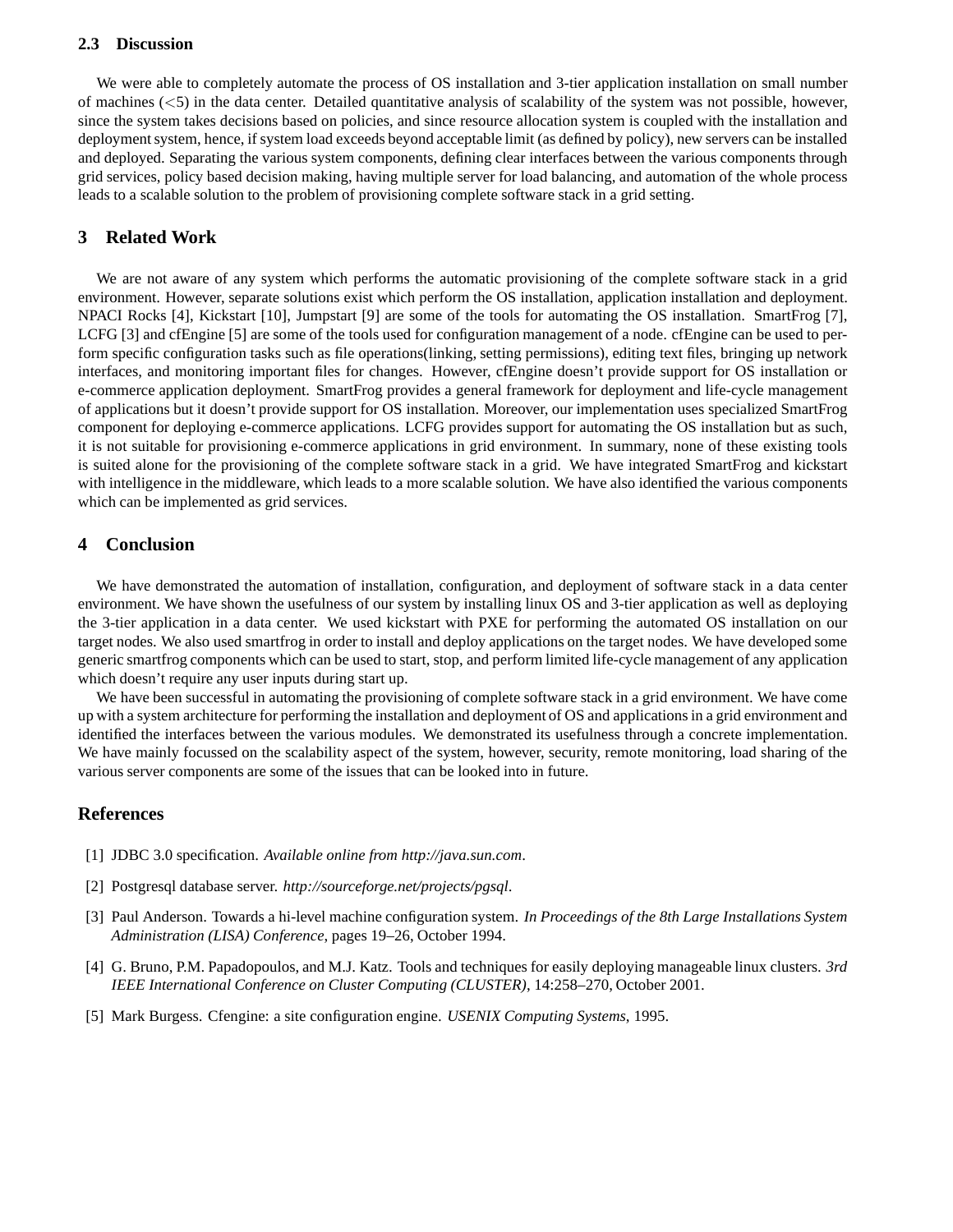### 2.3 Discussion

We were able to completely automate the process of OS installation and 3-tier application installation on small number of machines ($<5$) in the data center. Detailed quantitative analysis of scalability of the system was not possible, however, since the system takes decisions based on policies, and since resource allocation system is coupled with the installation and deployment system, hence, if system load exceeds beyond acceptable limit (as defined by policy), new servers can be installed and deployed. Separating the various system components, defining clear interfaces between the various components through grid services, policy based decision making, having multiple server for load balancing, and automation of the whole process leads to a scalable solution to the problem of provisioning complete software stack in a grid setting.

## 3 Related Work

We are not aware of any system which performs the automatic provisioning of the complete software stack in a grid environment. However, separate solutions exist which perform the OS installation, application installation and deployment. NPACI Rocks [4], Kickstart [10], Jumpstart [9] are some of the tools for automating the OS installation. SmartFrog [7], LCFG [3] and cfEngine [5] are some of the tools used for configuration management of a node. cfEngine can be used to perform specific configuration tasks such as file operations(linking, setting permissions), editing text files, bringing up network interfaces, and monitoring important files for changes. However, cfEngine doesn't provide support for OS installation or e-commerce application deployment. SmartFrog provides a general framework for deployment and life-cycle management of applications but it doesn't provide support for OS installation. Moreover, our implementation uses specialized SmartFrog component for deploying e-commerce applications. LCFG provides support for automating the OS installation but as such, it is not suitable for provisioning e-commerce applications in grid environment. In summary, none of these existing tools is suited alone for the provisioning of the complete software stack in a grid. We have integrated SmartFrog and kickstart with intelligence in the middleware, which leads to a more scalable solution. We have also identified the various components which can be implemented as grid services.

## 4 Conclusion

We have demonstrated the automation of installation, configuration, and deployment of software stack in a data center environment. We have shown the usefulness of our system by installing linux OS and 3-tier application as well as deploying the 3-tier application in a data center. We used kickstart with PXE for performing the automated OS installation on our target nodes. We also used smartfrog in order to install and deploy applications on the target nodes. We have developed some generic smartfrog components which can be used to start, stop, and perform limited life-cycle management of any application which doesn't require any user inputs during start up.

We have been successful in automating the provisioning of complete software stack in a grid environment. We have come up with a system architecture for performing the installation and deployment of OS and applications in a grid environment and identified the interfaces between the various modules. We demonstrated its usefulness through a concrete implementation. We have mainly focussed on the scalability aspect of the system, however, security, remote monitoring, load sharing of the various server components are some of the issues that can be looked into in future.

## References

[1] JDBC 3.0 specification. *Available online from http://java.sun.com*.

[2] Postgresql database server. *http://sourceforge.net/projects/pgsql*.

[3] Paul Anderson. Towards a hi-level machine configuration system. *In Proceedings of the 8th Large Installations System Administration (LISA) Conference*, pages 19–26, October 1994.

[4] G. Bruno, P.M. Papadopoulos, and M.J. Katz. Tools and techniques for easily deploying manageable linux clusters. *3rd IEEE International Conference on Cluster Computing (CLUSTER)*, 14:258–270, October 2001.

[5] Mark Burgess. Cfengine: a site configuration engine. *USENIX Computing Systems*, 1995.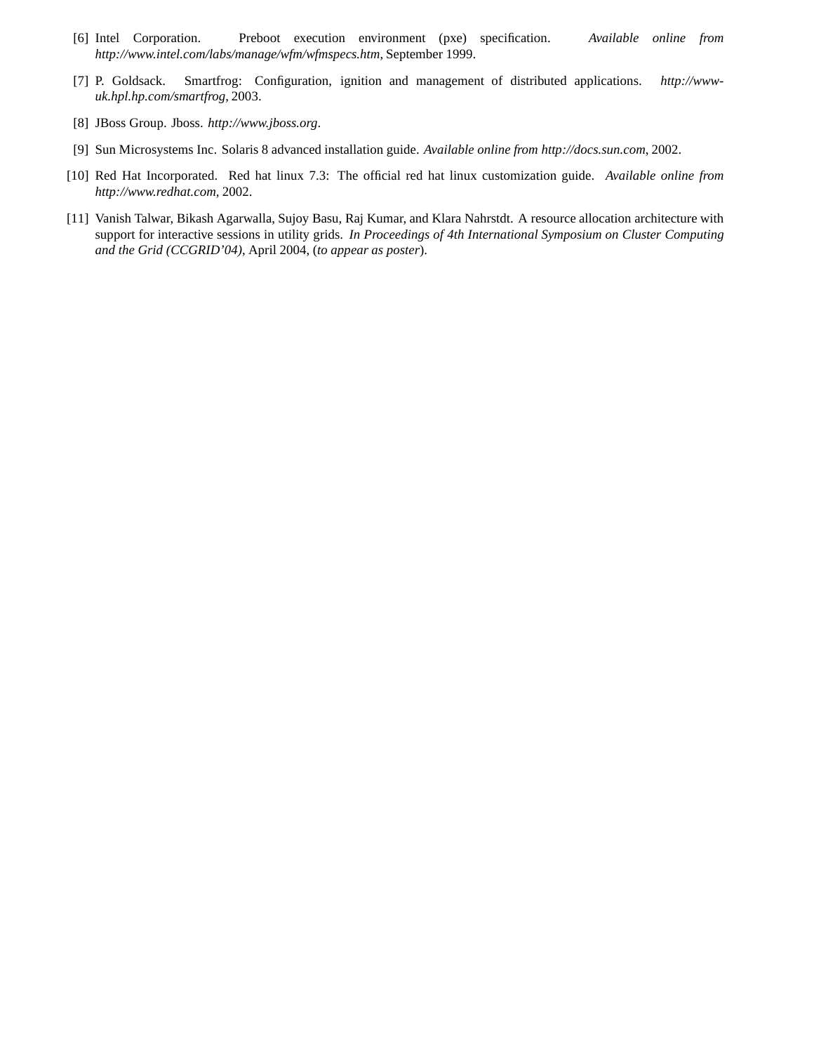[6] Intel Corporation. Preboot execution environment (pxe) specification. *Available online from http://www.intel.com/labs/manage/wfm/wfmspecs.htm*, September 1999.

[7] P. Goldsack. Smartfrog: Configuration, ignition and management of distributed applications. *http://www-uk.hpl.hp.com/smartfrog*, 2003.

[8] JBoss Group. Jboss. *http://www.jboss.org*.

[9] Sun Microsystems Inc. Solaris 8 advanced installation guide. *Available online from http://docs.sun.com*, 2002.

[10] Red Hat Incorporated. Red hat linux 7.3: The official red hat linux customization guide. *Available online from http://www.redhat.com*, 2002.

[11] Vanish Talwar, Bikash Agarwalla, Sujoy Basu, Raj Kumar, and Klara Nahrstdt. A resource allocation architecture with support for interactive sessions in utility grids. *In Proceedings of 4th International Symposium on Cluster Computing and the Grid (CCGRID'04)*, April 2004, (*to appear as poster*).